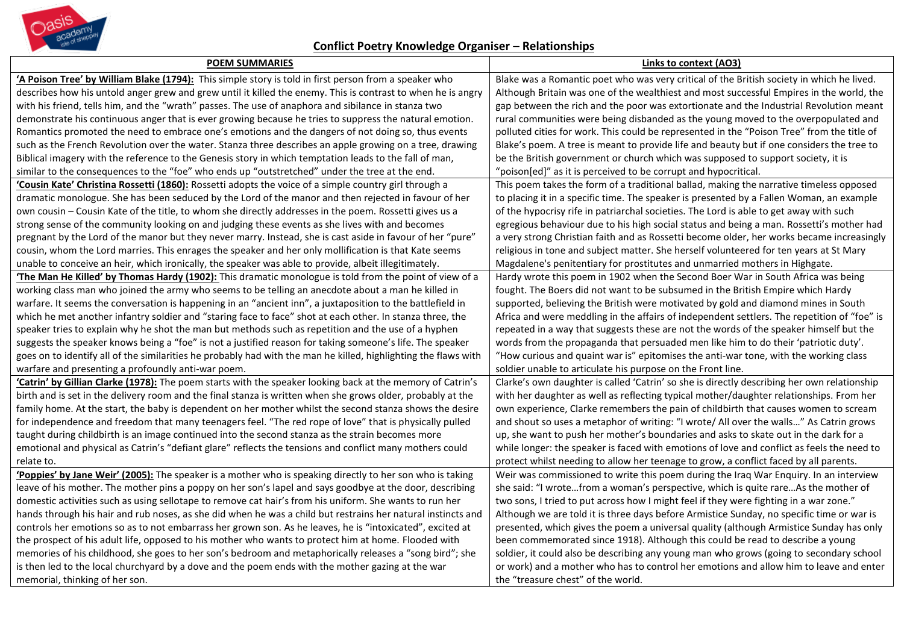## Conflict Poetry Knowledge Organiser – Relationships

| POEM SUMMARIES | Links to context (AO3) |
|---|---|
| **'A Poison Tree' by William Blake (1794):** This simple story is told in first person from a speaker who describes how his untold anger grew and grew until it killed the enemy. This is contrast to when he is angry with his friend, tells him, and the "wrath" passes. The use of anaphora and sibilance in stanza two demonstrate his continuous anger that is ever growing because he tries to suppress the natural emotion. Romantics promoted the need to embrace one's emotions and the dangers of not doing so, thus events such as the French Revolution over the water. Stanza three describes an apple growing on a tree, drawing Biblical imagery with the reference to the Genesis story in which temptation leads to the fall of man, similar to the consequences to the "foe" who ends up "outstretched" under the tree at the end. | Blake was a Romantic poet who was very critical of the British society in which he lived. Although Britain was one of the wealthiest and most successful Empires in the world, the gap between the rich and the poor was extortionate and the Industrial Revolution meant rural communities were being disbanded as the young moved to the overpopulated and polluted cities for work. This could be represented in the "Poison Tree" from the title of Blake's poem. A tree is meant to provide life and beauty but if one considers the tree to be the British government or church which was supposed to support society, it is "poison[ed]" as it is perceived to be corrupt and hypocritical. |
| **'Cousin Kate' Christina Rossetti (1860):** Rossetti adopts the voice of a simple country girl through a dramatic monologue. She has been seduced by the Lord of the manor and then rejected in favour of her own cousin – Cousin Kate of the title, to whom she directly addresses in the poem. Rossetti gives us a strong sense of the community looking on and judging these events as she lives with and becomes pregnant by the Lord of the manor but they never marry. Instead, she is cast aside in favour of her "pure" cousin, whom the Lord marries. This enrages the speaker and her only mollification is that Kate seems unable to conceive an heir, which ironically, the speaker was able to provide, albeit illegitimately. | This poem takes the form of a traditional ballad, making the narrative timeless opposed to placing it in a specific time. The speaker is presented by a Fallen Woman, an example of the hypocrisy rife in patriarchal societies. The Lord is able to get away with such egregious behaviour due to his high social status and being a man. Rossetti's mother had a very strong Christian faith and as Rossetti become older, her works became increasingly religious in tone and subject matter. She herself volunteered for ten years at St Mary Magdalene's penitentiary for prostitutes and unmarried mothers in Highgate. |
| **'The Man He Killed' by Thomas Hardy (1902):** This dramatic monologue is told from the point of view of a working class man who joined the army who seems to be telling an anecdote about a man he killed in warfare. It seems the conversation is happening in an "ancient inn", a juxtaposition to the battlefield in which he met another infantry soldier and "staring face to face" shot at each other. In stanza three, the speaker tries to explain why he shot the man but methods such as repetition and the use of a hyphen suggests the speaker knows being a "foe" is not a justified reason for taking someone's life. The speaker goes on to identify all of the similarities he probably had with the man he killed, highlighting the flaws with warfare and presenting a profoundly anti-war poem. | Hardy wrote this poem in 1902 when the Second Boer War in South Africa was being fought. The Boers did not want to be subsumed in the British Empire which Hardy supported, believing the British were motivated by gold and diamond mines in South Africa and were meddling in the affairs of independent settlers. The repetition of "foe" is repeated in a way that suggests these are not the words of the speaker himself but the words from the propaganda that persuaded men like him to do their 'patriotic duty'. "How curious and quaint war is" epitomises the anti-war tone, with the working class soldier unable to articulate his purpose on the Front line. |
| **'Catrin' by Gillian Clarke (1978):** The poem starts with the speaker looking back at the memory of Catrin's birth and is set in the delivery room and the final stanza is written when she grows older, probably at the family home. At the start, the baby is dependent on her mother whilst the second stanza shows the desire for independence and freedom that many teenagers feel. "The red rope of love" that is physically pulled taught during childbirth is an image continued into the second stanza as the strain becomes more emotional and physical as Catrin's "defiant glare" reflects the tensions and conflict many mothers could relate to. | Clarke's own daughter is called 'Catrin' so she is directly describing her own relationship with her daughter as well as reflecting typical mother/daughter relationships. From her own experience, Clarke remembers the pain of childbirth that causes women to scream and shout so uses a metaphor of writing: "I wrote/ All over the walls…" As Catrin grows up, she want to push her mother's boundaries and asks to skate out in the dark for a while longer: the speaker is faced with emotions of love and conflict as feels the need to protect whilst needing to allow her teenage to grow, a conflict faced by all parents. |
| **'Poppies' by Jane Weir' (2005):** The speaker is a mother who is speaking directly to her son who is taking leave of his mother. The mother pins a poppy on her son's lapel and says goodbye at the door, describing domestic activities such as using sellotape to remove cat hair's from his uniform. She wants to run her hands through his hair and rub noses, as she did when he was a child but restrains her natural instincts and controls her emotions so as to not embarrass her grown son. As he leaves, he is "intoxicated", excited at the prospect of his adult life, opposed to his mother who wants to protect him at home. Flooded with memories of his childhood, she goes to her son's bedroom and metaphorically releases a "song bird"; she is then led to the local churchyard by a dove and the poem ends with the mother gazing at the war memorial, thinking of her son. | Weir was commissioned to write this poem during the Iraq War Enquiry. In an interview she said: "I wrote…from a woman's perspective, which is quite rare…As the mother of two sons, I tried to put across how I might feel if they were fighting in a war zone." Although we are told it is three days before Armistice Sunday, no specific time or war is presented, which gives the poem a universal quality (although Armistice Sunday has only been commemorated since 1918). Although this could be read to describe a young soldier, it could also be describing any young man who grows (going to secondary school or work) and a mother who has to control her emotions and allow him to leave and enter the "treasure chest" of the world. |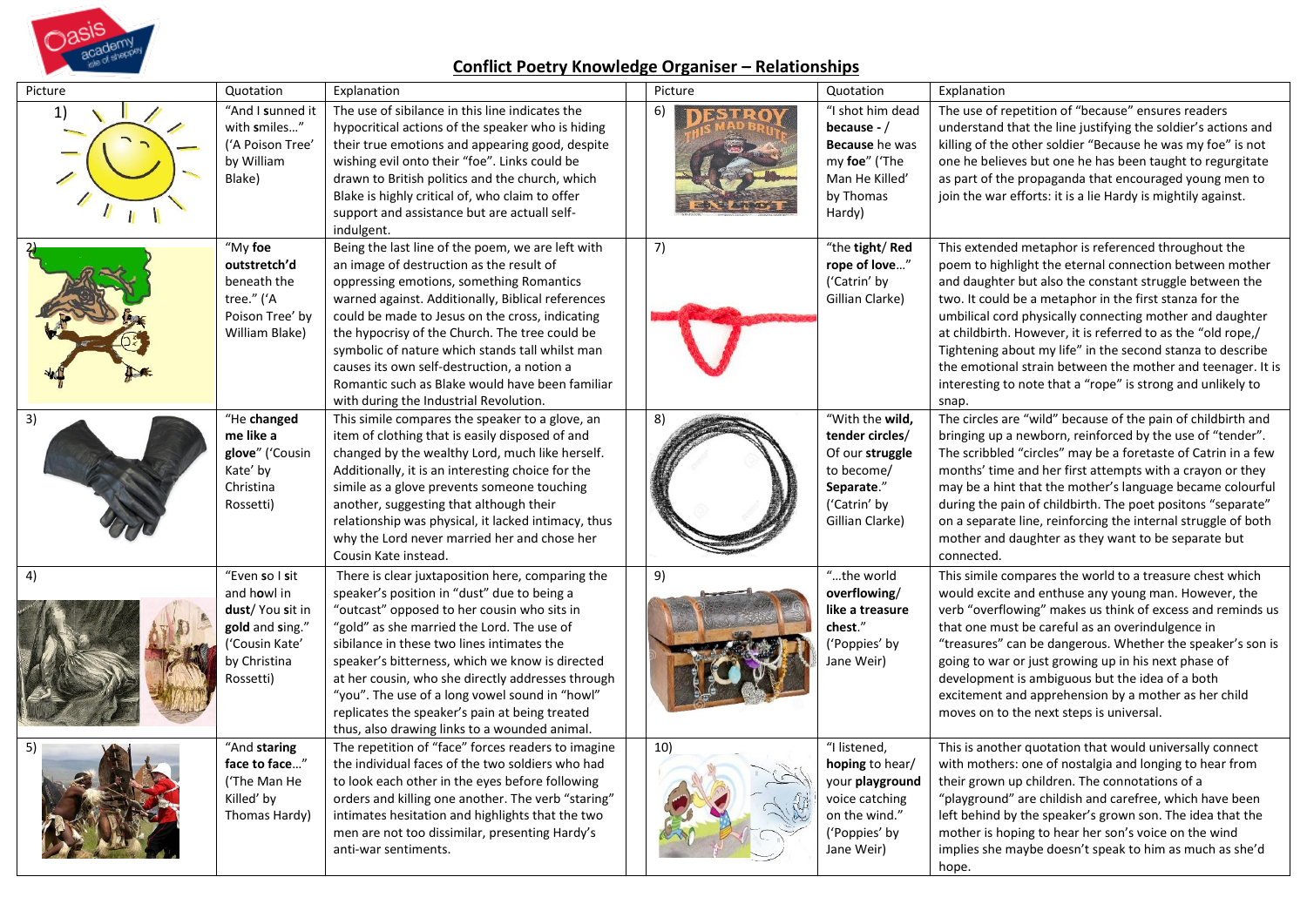## Conflict Poetry Knowledge Organiser – Relationships

| Picture | Quotation | Explanation | Picture | Quotation | Explanation |
|---|---|---|---|---|---|
| 1) | "And I **s**unned it with **s**miles…" ('A Poison Tree' by William Blake) | The use of sibilance in this line indicates the hypocritical actions of the speaker who is hiding their true emotions and appearing good, despite wishing evil onto their "foe". Links could be drawn to British politics and the church, which Blake is highly critical of, who claim to offer support and assistance but are actuall self-indulgent. | 6) | "I shot him dead **because** - / **Because** he was my **foe**" ('The Man He Killed' by Thomas Hardy) | The use of repetition of "because" ensures readers understand that the line justifying the soldier's actions and killing of the other soldier "Because he was my foe" is not one he believes but one he has been taught to regurgitate as part of the propaganda that encouraged young men to join the war efforts: it is a lie Hardy is mightily against. |
| 2) | "My **foe outstretch'd** beneath the tree." ('A Poison Tree' by William Blake) | Being the last line of the poem, we are left with an image of destruction as the result of oppressing emotions, something Romantics warned against. Additionally, Biblical references could be made to Jesus on the cross, indicating the hypocrisy of the Church. The tree could be symbolic of nature which stands tall whilst man causes its own self-destruction, a notion a Romantic such as Blake would have been familiar with during the Industrial Revolution. | 7) | "the **tight**/ **Red rope of love**…" ('Catrin' by Gillian Clarke) | This extended metaphor is referenced throughout the poem to highlight the eternal connection between mother and daughter but also the constant struggle between the two. It could be a metaphor in the first stanza for the umbilical cord physically connecting mother and daughter at childbirth. However, it is referred to as the "old rope,/ Tightening about my life" in the second stanza to describe the emotional strain between the mother and teenager. It is interesting to note that a "rope" is strong and unlikely to snap. |
| 3) | "He **changed me like a glove**" ('Cousin Kate' by Christina Rossetti) | This simile compares the speaker to a glove, an item of clothing that is easily disposed of and changed by the wealthy Lord, much like herself. Additionally, it is an interesting choice for the simile as a glove prevents someone touching another, suggesting that although their relationship was physical, it lacked intimacy, thus why the Lord never married her and chose her Cousin Kate instead. | 8) | "With the **wild, tender circles**/ Of our **struggle** to become/ **Separate**." ('Catrin' by Gillian Clarke) | The circles are "wild" because of the pain of childbirth and bringing up a newborn, reinforced by the use of "tender". The scribbled "circles" may be a foretaste of Catrin in a few months' time and her first attempts with a crayon or they may be a hint that the mother's language became colourful during the pain of childbirth. The poet positons "separate" on a separate line, reinforcing the internal struggle of both mother and daughter as they want to be separate but connected. |
| 4) | "Even so I **s**it and h**o**wl in **dust**/ You **s**it in **gold** and **s**ing." ('Cousin Kate' by Christina Rossetti) | There is clear juxtaposition here, comparing the speaker's position in "dust" due to being a "outcast" opposed to her cousin who sits in "gold" as she married the Lord. The use of sibilance in these two lines intimates the speaker's bitterness, which we know is directed at her cousin, who she directly addresses through "you". The use of a long vowel sound in "howl" replicates the speaker's pain at being treated thus, also drawing links to a wounded animal. | 9) | "…the world **overflowing**/ **like a treasure chest**." ('Poppies' by Jane Weir) | This simile compares the world to a treasure chest which would excite and enthuse any young man. However, the verb "overflowing" makes us think of excess and reminds us that one must be careful as an overindulgence in "treasures" can be dangerous. Whether the speaker's son is going to war or just growing up in his next phase of development is ambiguous but the idea of a both excitement and apprehension by a mother as her child moves on to the next steps is universal. |
| 5) | "And **staring face to face**…" ('The Man He Killed' by Thomas Hardy) | The repetition of "face" forces readers to imagine the individual faces of the two soldiers who had to look each other in the eyes before following orders and killing one another. The verb "staring" intimates hesitation and highlights that the two men are not too dissimilar, presenting Hardy's anti-war sentiments. | 10) | "I listened, **hoping** to hear/ your **playground** voice catching on the wind." ('Poppies' by Jane Weir) | This is another quotation that would universally connect with mothers: one of nostalgia and longing to hear from their grown up children. The connotations of a "playground" are childish and carefree, which have been left behind by the speaker's grown son. The idea that the mother is hoping to hear her son's voice on the wind implies she maybe doesn't speak to him as much as she'd hope. |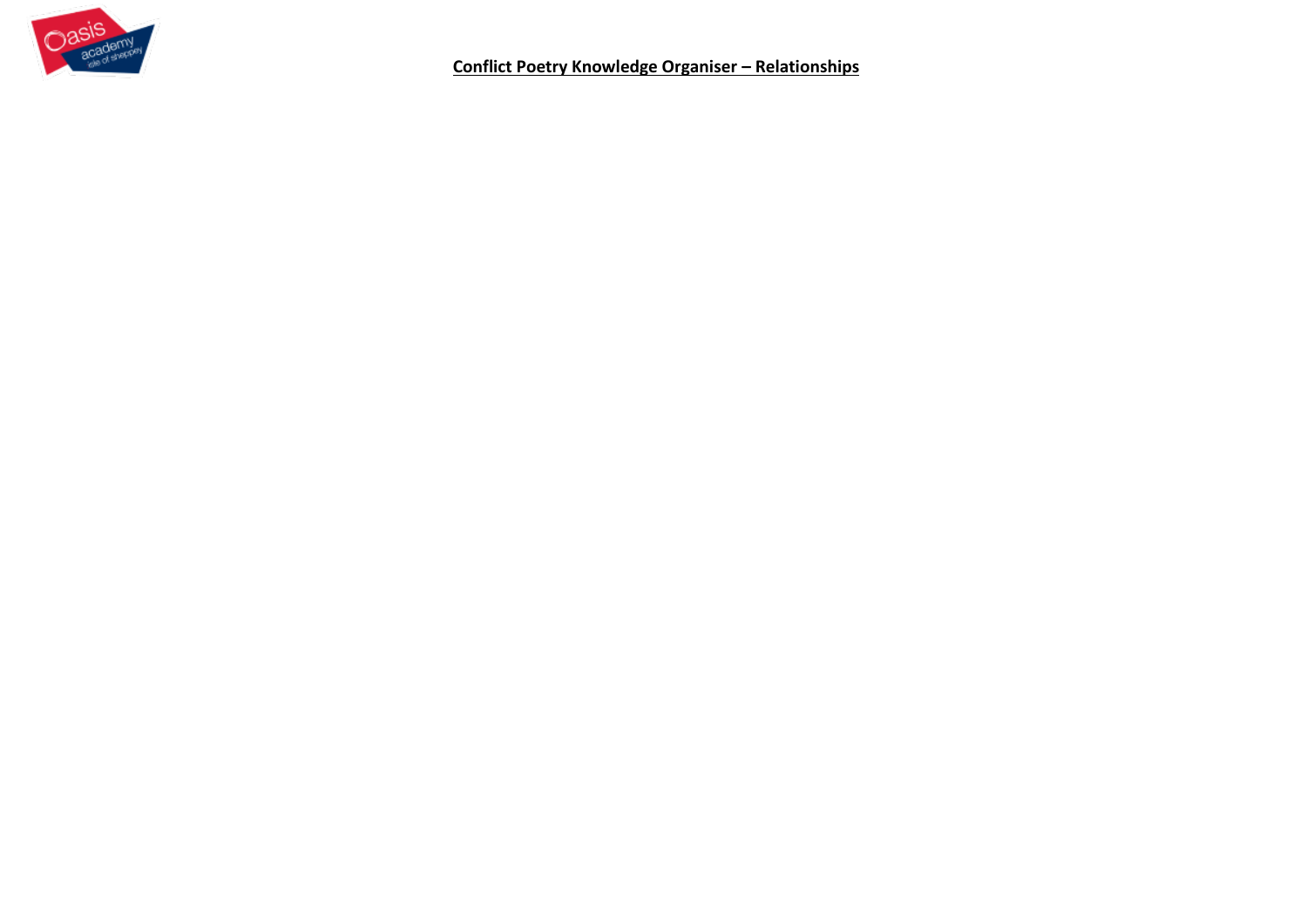**Conflict Poetry Knowledge Organiser – Relationships**